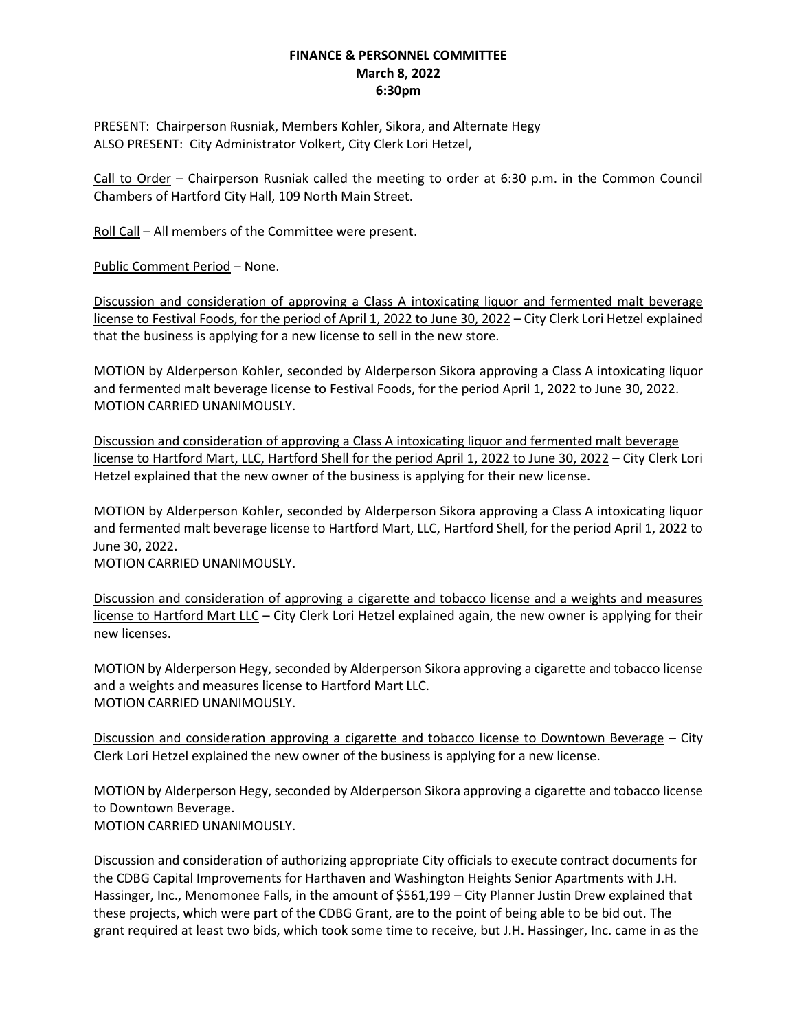**FINANCE & PERSONNEL COMMITTEE**
**March 8, 2022**
**6:30pm**

PRESENT: Chairperson Rusniak, Members Kohler, Sikora, and Alternate Hegy
ALSO PRESENT: City Administrator Volkert, City Clerk Lori Hetzel,

Call to Order – Chairperson Rusniak called the meeting to order at 6:30 p.m. in the Common Council Chambers of Hartford City Hall, 109 North Main Street.

Roll Call – All members of the Committee were present.

Public Comment Period – None.

Discussion and consideration of approving a Class A intoxicating liquor and fermented malt beverage license to Festival Foods, for the period of April 1, 2022 to June 30, 2022 – City Clerk Lori Hetzel explained that the business is applying for a new license to sell in the new store.

MOTION by Alderperson Kohler, seconded by Alderperson Sikora approving a Class A intoxicating liquor and fermented malt beverage license to Festival Foods, for the period April 1, 2022 to June 30, 2022.
MOTION CARRIED UNANIMOUSLY.

Discussion and consideration of approving a Class A intoxicating liquor and fermented malt beverage license to Hartford Mart, LLC, Hartford Shell for the period April 1, 2022 to June 30, 2022 – City Clerk Lori Hetzel explained that the new owner of the business is applying for their new license.

MOTION by Alderperson Kohler, seconded by Alderperson Sikora approving a Class A intoxicating liquor and fermented malt beverage license to Hartford Mart, LLC, Hartford Shell, for the period April 1, 2022 to June 30, 2022.
MOTION CARRIED UNANIMOUSLY.

Discussion and consideration of approving a cigarette and tobacco license and a weights and measures license to Hartford Mart LLC – City Clerk Lori Hetzel explained again, the new owner is applying for their new licenses.

MOTION by Alderperson Hegy, seconded by Alderperson Sikora approving a cigarette and tobacco license and a weights and measures license to Hartford Mart LLC.
MOTION CARRIED UNANIMOUSLY.

Discussion and consideration approving a cigarette and tobacco license to Downtown Beverage – City Clerk Lori Hetzel explained the new owner of the business is applying for a new license.

MOTION by Alderperson Hegy, seconded by Alderperson Sikora approving a cigarette and tobacco license to Downtown Beverage.
MOTION CARRIED UNANIMOUSLY.

Discussion and consideration of authorizing appropriate City officials to execute contract documents for the CDBG Capital Improvements for Harthaven and Washington Heights Senior Apartments with J.H. Hassinger, Inc., Menomonee Falls, in the amount of $561,199 – City Planner Justin Drew explained that these projects, which were part of the CDBG Grant, are to the point of being able to be bid out. The grant required at least two bids, which took some time to receive, but J.H. Hassinger, Inc. came in as the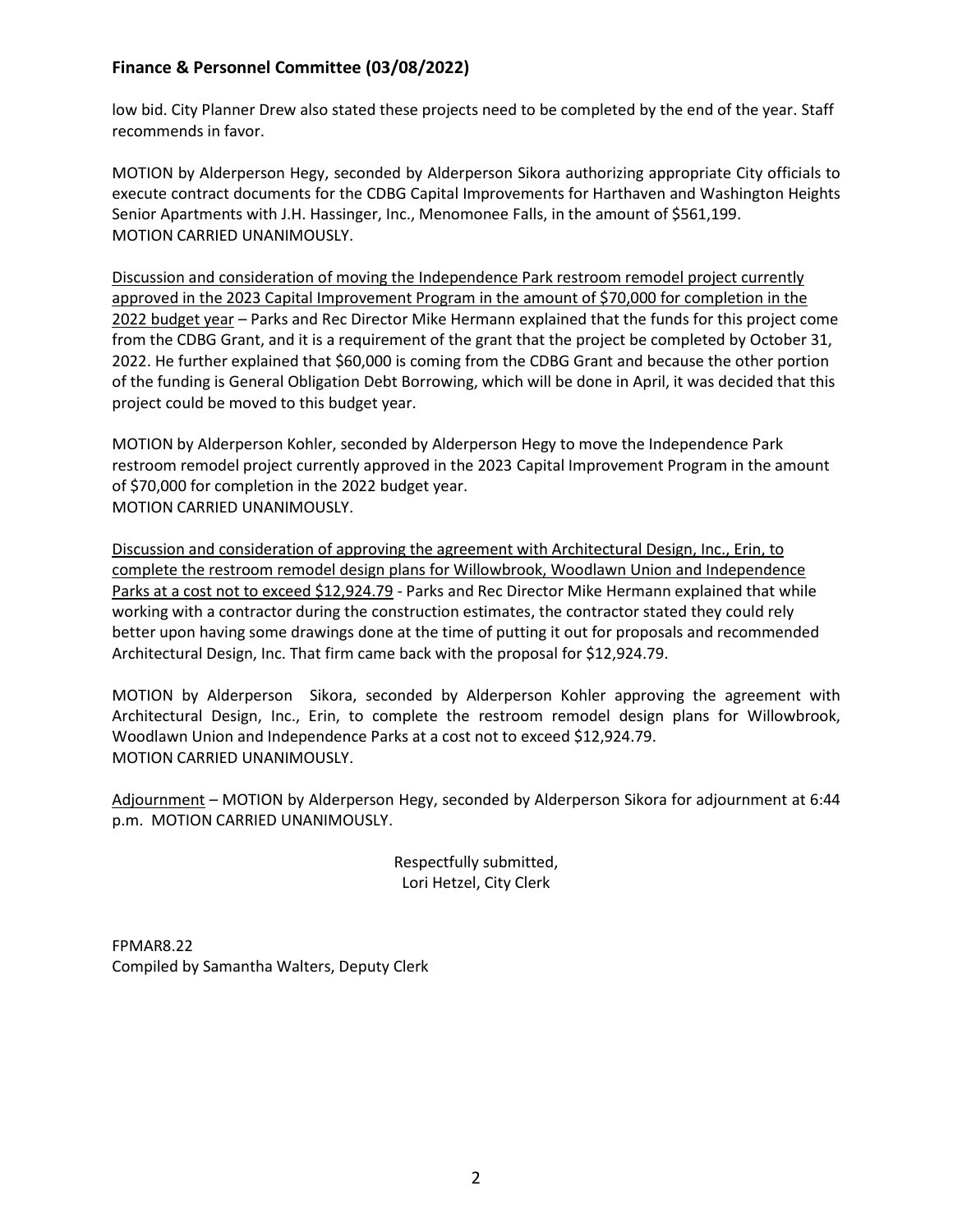low bid. City Planner Drew also stated these projects need to be completed by the end of the year. Staff recommends in favor.

MOTION by Alderperson Hegy, seconded by Alderperson Sikora authorizing appropriate City officials to execute contract documents for the CDBG Capital Improvements for Harthaven and Washington Heights Senior Apartments with J.H. Hassinger, Inc., Menomonee Falls, in the amount of $561,199.
MOTION CARRIED UNANIMOUSLY.

Discussion and consideration of moving the Independence Park restroom remodel project currently approved in the 2023 Capital Improvement Program in the amount of $70,000 for completion in the 2022 budget year – Parks and Rec Director Mike Hermann explained that the funds for this project come from the CDBG Grant, and it is a requirement of the grant that the project be completed by October 31, 2022. He further explained that $60,000 is coming from the CDBG Grant and because the other portion of the funding is General Obligation Debt Borrowing, which will be done in April, it was decided that this project could be moved to this budget year.

MOTION by Alderperson Kohler, seconded by Alderperson Hegy to move the Independence Park restroom remodel project currently approved in the 2023 Capital Improvement Program in the amount of $70,000 for completion in the 2022 budget year.
MOTION CARRIED UNANIMOUSLY.

Discussion and consideration of approving the agreement with Architectural Design, Inc., Erin, to complete the restroom remodel design plans for Willowbrook, Woodlawn Union and Independence Parks at a cost not to exceed $12,924.79 - Parks and Rec Director Mike Hermann explained that while working with a contractor during the construction estimates, the contractor stated they could rely better upon having some drawings done at the time of putting it out for proposals and recommended Architectural Design, Inc. That firm came back with the proposal for $12,924.79.

MOTION by Alderperson Sikora, seconded by Alderperson Kohler approving the agreement with Architectural Design, Inc., Erin, to complete the restroom remodel design plans for Willowbrook, Woodlawn Union and Independence Parks at a cost not to exceed $12,924.79.
MOTION CARRIED UNANIMOUSLY.

Adjournment – MOTION by Alderperson Hegy, seconded by Alderperson Sikora for adjournment at 6:44 p.m. MOTION CARRIED UNANIMOUSLY.

Respectfully submitted,
Lori Hetzel, City Clerk

FPMAR8.22
Compiled by Samantha Walters, Deputy Clerk